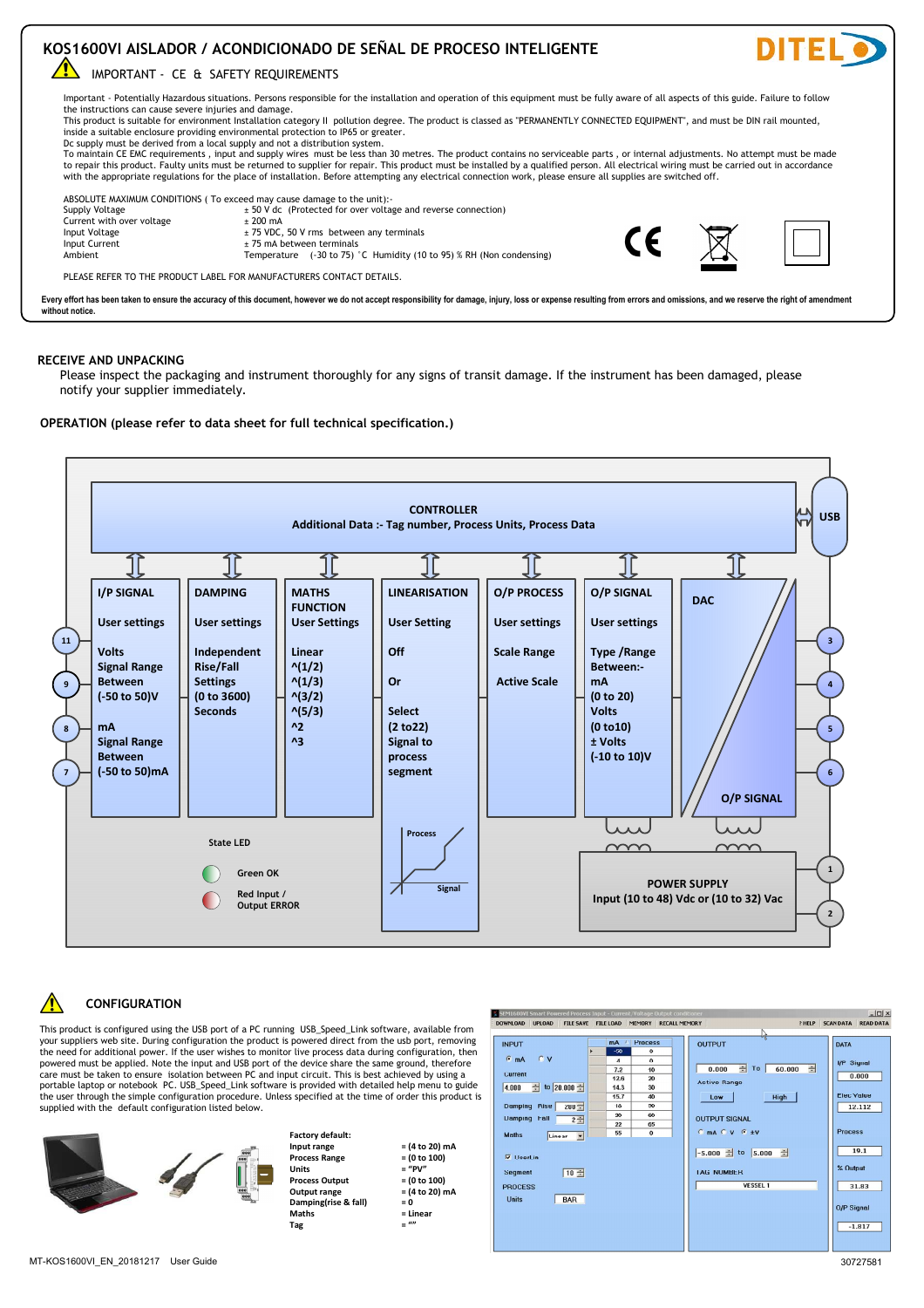# KOS1600VI AISLADOR / ACONDICIONADO DE SEÑAL DE PROCESO INTELIGENTE

## IMPORTANT - CE & SAFETY REQUIREMENTS

Important - Potentially Hazardous situations. Persons responsible for the installation and operation of this equipment must be fully aware of all aspects of this guide. Failure to follow the instructions can cause severe injuries and damage.
This product is suitable for environment Installation category II pollution degree. The product is classed as "PERMANENTLY CONNECTED EQUIPMENT", and must be DIN rail mounted, inside a suitable enclosure providing environmental protection to IP65 or greater.
Dc supply must be derived from a local supply and not a distribution system.
To maintain CE EMC requirements , input and supply wires must be less than 30 metres. The product contains no serviceable parts , or internal adjustments. No attempt must be made to repair this product. Faulty units must be returned to supplier for repair. This product must be installed by a qualified person. All electrical wiring must be carried out in accordance with the appropriate regulations for the place of installation. Before attempting any electrical connection work, please ensure all supplies are switched off.

ABSOLUTE MAXIMUM CONDITIONS ( To exceed may cause damage to the unit):-

| | |
|---|---|
| Supply Voltage | ± 50 V dc (Protected for over voltage and reverse connection) |
| Current with over voltage | ± 200 mA |
| Input Voltage | ± 75 VDC, 50 V rms between any terminals |
| Input Current | ± 75 mA between terminals |
| Ambient | Temperature (-30 to 75) °C Humidity (10 to 95) % RH (Non condensing) |

PLEASE REFER TO THE PRODUCT LABEL FOR MANUFACTURERS CONTACT DETAILS.

**Every effort has been taken to ensure the accuracy of this document, however we do not accept responsibility for damage, injury, loss or expense resulting from errors and omissions, and we reserve the right of amendment without notice.**

## RECEIVE AND UNPACKING

Please inspect the packaging and instrument thoroughly for any signs of transit damage. If the instrument has been damaged, please notify your supplier immediately.

## OPERATION (please refer to data sheet for full technical specification.)

**CONTROLLER**
Additional Data :- Tag number, Process Units, Process Data

USB

**I/P SIGNAL**
User settings
Volts Signal Range Between (-50 to 50)V
mA Signal Range Between (-50 to 50)mA

**DAMPING**
User settings
Independent Rise/Fall Settings (0 to 3600) Seconds

**MATHS FUNCTION**
User Settings
Linear, ^(1/2), ^(1/3), ^(3/2), ^(5/3), ^2, ^3

**LINEARISATION**
User Setting
Off
Or
Select (2 to22) Signal to process segment

**O/P PROCESS**
User settings
Scale Range
Active Scale

**O/P SIGNAL**
User settings
Type /Range Between:-
mA (0 to 20)
Volts (0 to10)
± Volts (-10 to 10)V

**DAC**
O/P SIGNAL

State LED
Green OK
Red Input / Output ERROR

**POWER SUPPLY**
Input (10 to 48) Vdc or (10 to 32) Vac

## CONFIGURATION

This product is configured using the USB port of a PC running USB_Speed_Link software, available from your suppliers web site. During configuration the product is powered direct from the usb port, removing the need for additional power. If the user wishes to monitor live process data during configuration, then powered must be applied. Note the input and USB port of the device share the same ground, therefore care must be taken to ensure isolation between PC and input circuit. This is best achieved by using a portable laptop or notebook PC. USB_Speed_Link software is provided with detailed help menu to guide the user through the simple configuration procedure. Unless specified at the time of order this product is supplied with the default configuration listed below.

| Factory default: | |
|---|---|
| Input range | = (4 to 20) mA |
| Process Range | = (0 to 100) |
| Units | = "PV" |
| Process Output | = (0 to 100) |
| Output range | = (4 to 20) mA |
| Damping(rise & fall) | = 0 |
| Maths | = Linear |
| Tag | = "" |

MT-KOS1600VI_EN_20181217 User Guide

30727581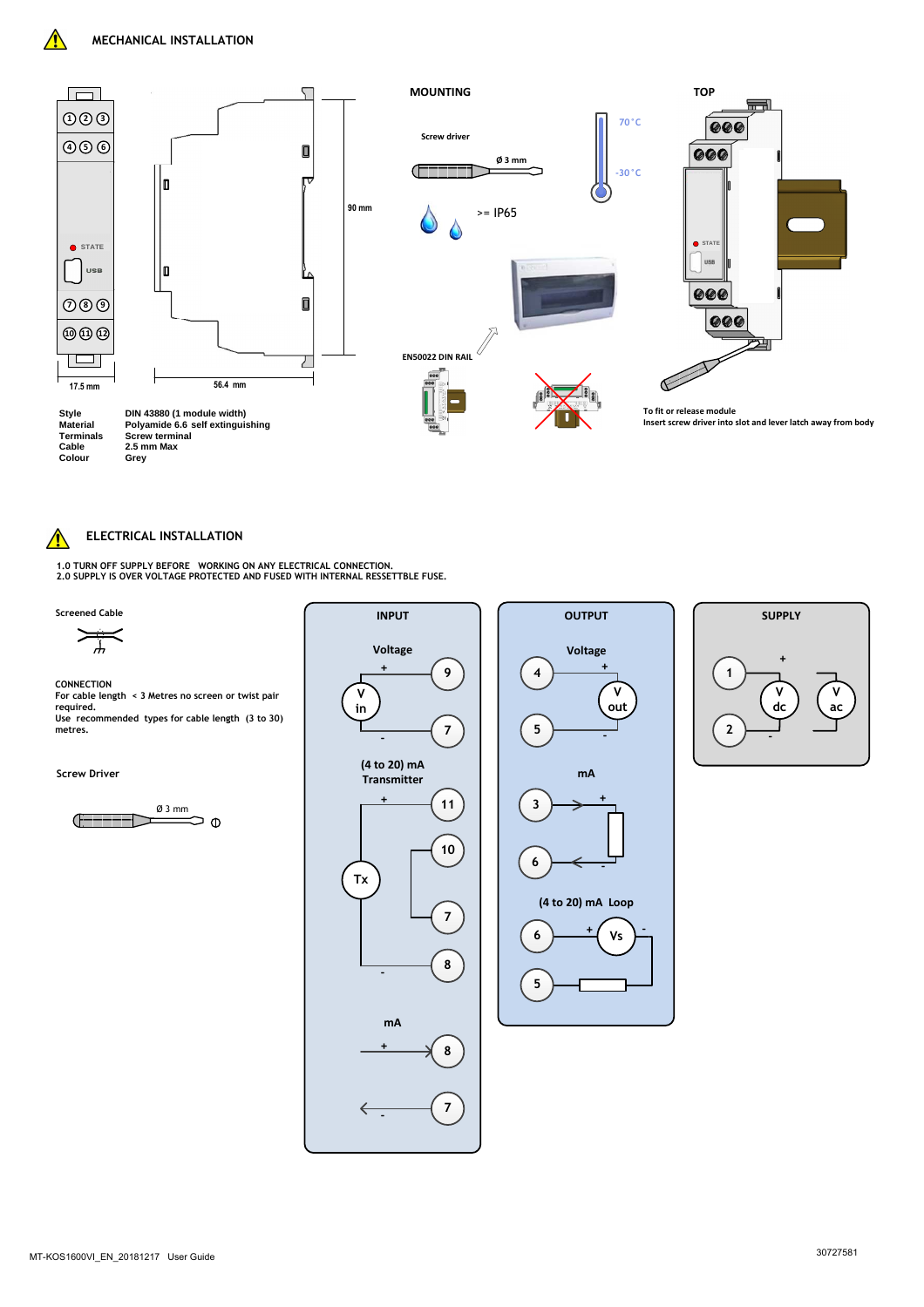## MECHANICAL INSTALLATION

17.5 mm

56.4 mm

90 mm

| | |
|---|---|
| Style | DIN 43880 (1 module width) |
| Material | Polyamide 6.6 self extinguishing |
| Terminals | Screw terminal |
| Cable | 2.5 mm Max |
| Colour | Grey |

### MOUNTING

Screw driver

Ø 3 mm

70 °C

-30 °C

>= IP65

EN50022 DIN RAIL

### TOP

To fit or release module
Insert screw driver into slot and lever latch away from body

## ELECTRICAL INSTALLATION

1.0 TURN OFF SUPPLY BEFORE WORKING ON ANY ELECTRICAL CONNECTION.
2.0 SUPPLY IS OVER VOLTAGE PROTECTED AND FUSED WITH INTERNAL RESSETTBLE FUSE.

Screened Cable

CONNECTION
For cable length < 3 Metres no screen or twist pair required.
Use recommended types for cable length (3 to 30) metres.

Screw Driver

Ø 3 mm

### INPUT

Voltage

V in: + 9, - 7

(4 to 20) mA Transmitter

Tx: + 11, 10, 7, - 8

mA

+ 8, - 7

### OUTPUT

Voltage

V out: + 4, - 5

mA

+ 3, - 6

(4 to 20) mA Loop

6 + Vs -, 5

### SUPPLY

1 +, 2 -

V dc, V ac

MT-KOS1600VI_EN_20181217 User Guide

30727581